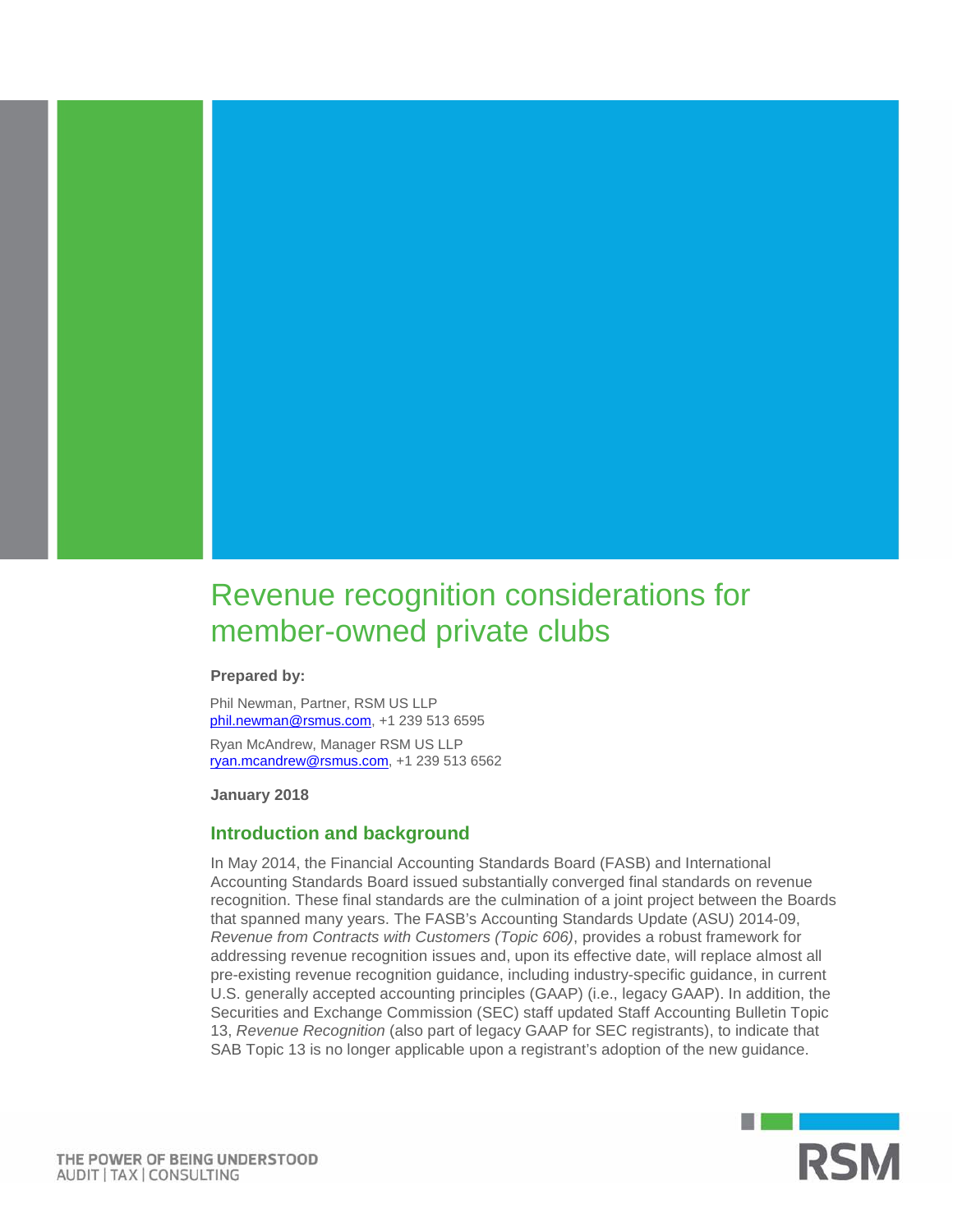# Revenue recognition considerations for member-owned private clubs

**Prepared by:**

Phil Newman, Partner, RSM US LLP
phil.newman@rsmus.com, +1 239 513 6595

Ryan McAndrew, Manager RSM US LLP
ryan.mcandrew@rsmus.com, +1 239 513 6562

**January 2018**

## Introduction and background

In May 2014, the Financial Accounting Standards Board (FASB) and International Accounting Standards Board issued substantially converged final standards on revenue recognition. These final standards are the culmination of a joint project between the Boards that spanned many years. The FASB's Accounting Standards Update (ASU) 2014-09, *Revenue from Contracts with Customers (Topic 606)*, provides a robust framework for addressing revenue recognition issues and, upon its effective date, will replace almost all pre-existing revenue recognition guidance, including industry-specific guidance, in current U.S. generally accepted accounting principles (GAAP) (i.e., legacy GAAP). In addition, the Securities and Exchange Commission (SEC) staff updated Staff Accounting Bulletin Topic 13, *Revenue Recognition* (also part of legacy GAAP for SEC registrants), to indicate that SAB Topic 13 is no longer applicable upon a registrant's adoption of the new guidance.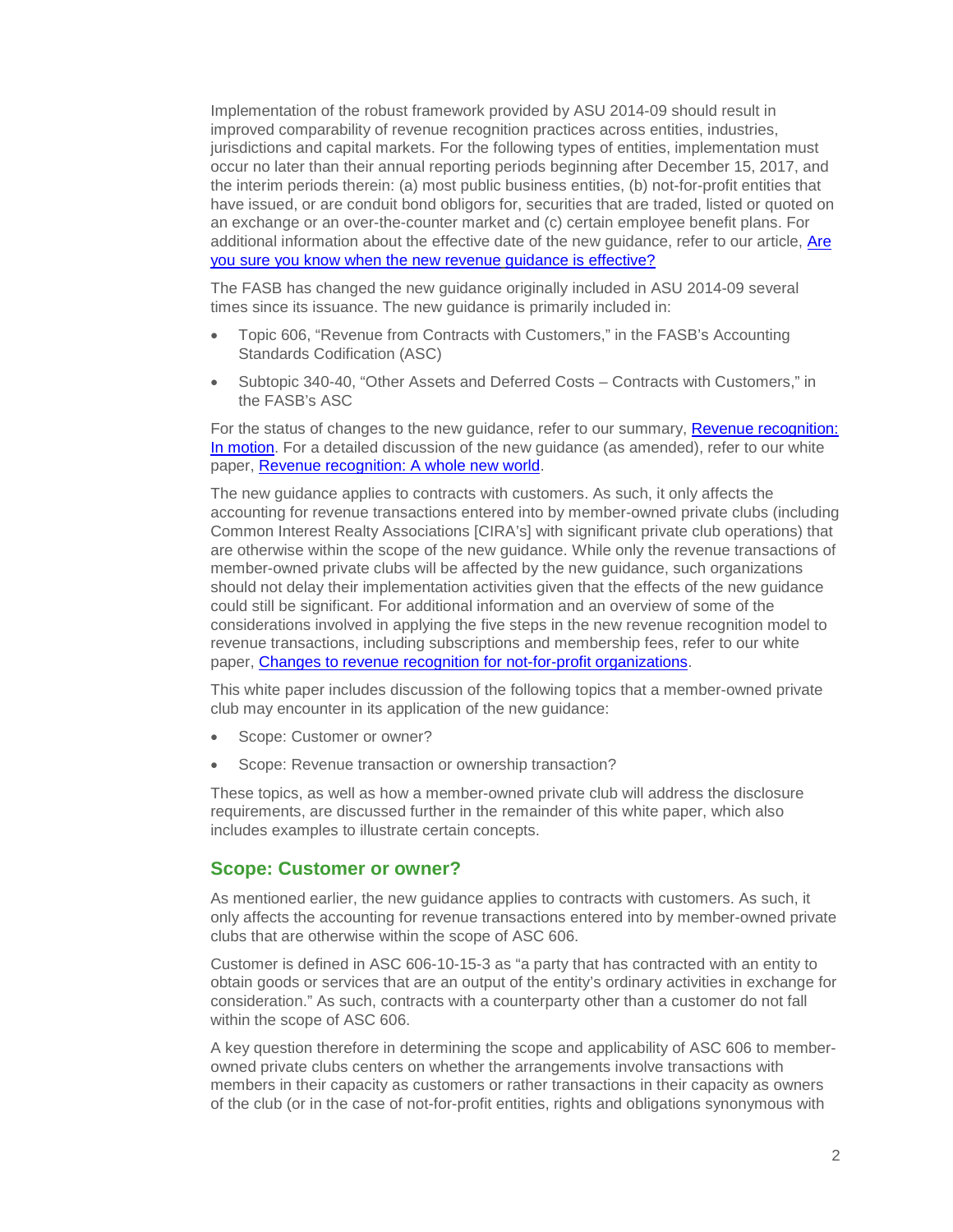Implementation of the robust framework provided by ASU 2014-09 should result in improved comparability of revenue recognition practices across entities, industries, jurisdictions and capital markets. For the following types of entities, implementation must occur no later than their annual reporting periods beginning after December 15, 2017, and the interim periods therein: (a) most public business entities, (b) not-for-profit entities that have issued, or are conduit bond obligors for, securities that are traded, listed or quoted on an exchange or an over-the-counter market and (c) certain employee benefit plans. For additional information about the effective date of the new guidance, refer to our article, [Are you sure you know when the new revenue guidance is effective?]()

The FASB has changed the new guidance originally included in ASU 2014-09 several times since its issuance. The new guidance is primarily included in:

- Topic 606, "Revenue from Contracts with Customers," in the FASB's Accounting Standards Codification (ASC)
- Subtopic 340-40, "Other Assets and Deferred Costs – Contracts with Customers," in the FASB's ASC

For the status of changes to the new guidance, refer to our summary, [Revenue recognition: In motion](). For a detailed discussion of the new guidance (as amended), refer to our white paper, [Revenue recognition: A whole new world]().

The new guidance applies to contracts with customers. As such, it only affects the accounting for revenue transactions entered into by member-owned private clubs (including Common Interest Realty Associations [CIRA's] with significant private club operations) that are otherwise within the scope of the new guidance. While only the revenue transactions of member-owned private clubs will be affected by the new guidance, such organizations should not delay their implementation activities given that the effects of the new guidance could still be significant. For additional information and an overview of some of the considerations involved in applying the five steps in the new revenue recognition model to revenue transactions, including subscriptions and membership fees, refer to our white paper, [Changes to revenue recognition for not-for-profit organizations]().

This white paper includes discussion of the following topics that a member-owned private club may encounter in its application of the new guidance:

- Scope: Customer or owner?
- Scope: Revenue transaction or ownership transaction?

These topics, as well as how a member-owned private club will address the disclosure requirements, are discussed further in the remainder of this white paper, which also includes examples to illustrate certain concepts.

## Scope: Customer or owner?

As mentioned earlier, the new guidance applies to contracts with customers. As such, it only affects the accounting for revenue transactions entered into by member-owned private clubs that are otherwise within the scope of ASC 606.

Customer is defined in ASC 606-10-15-3 as "a party that has contracted with an entity to obtain goods or services that are an output of the entity's ordinary activities in exchange for consideration." As such, contracts with a counterparty other than a customer do not fall within the scope of ASC 606.

A key question therefore in determining the scope and applicability of ASC 606 to member-owned private clubs centers on whether the arrangements involve transactions with members in their capacity as customers or rather transactions in their capacity as owners of the club (or in the case of not-for-profit entities, rights and obligations synonymous with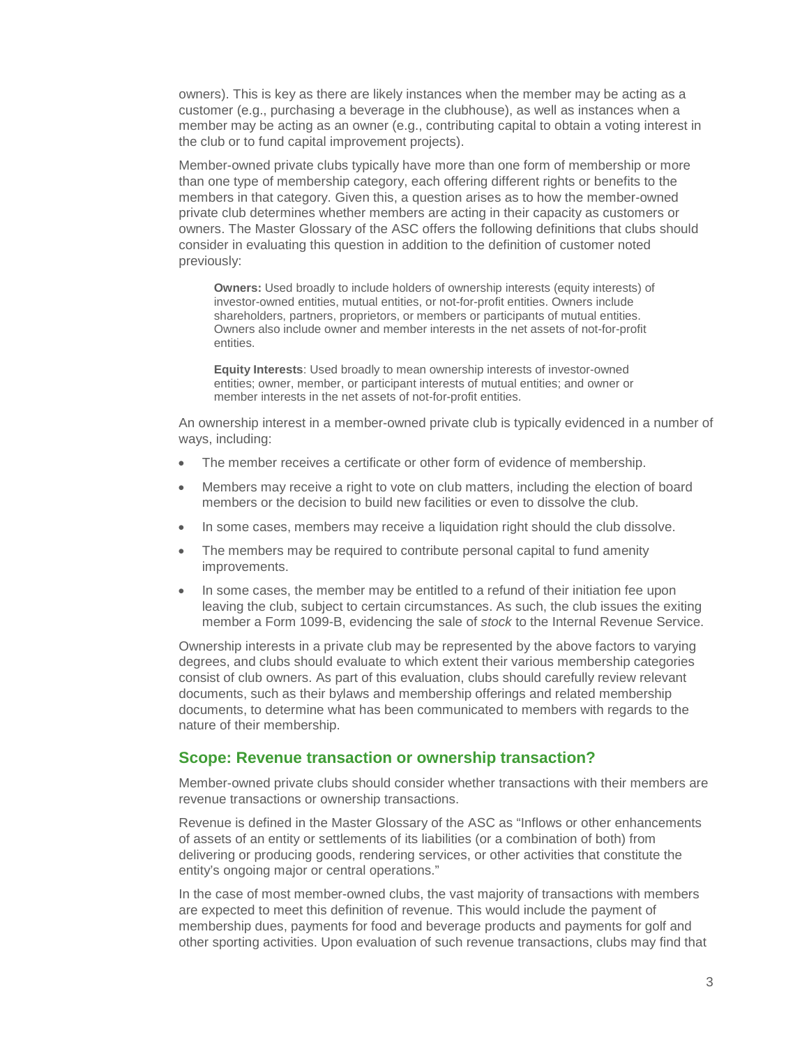owners). This is key as there are likely instances when the member may be acting as a customer (e.g., purchasing a beverage in the clubhouse), as well as instances when a member may be acting as an owner (e.g., contributing capital to obtain a voting interest in the club or to fund capital improvement projects).

Member-owned private clubs typically have more than one form of membership or more than one type of membership category, each offering different rights or benefits to the members in that category. Given this, a question arises as to how the member-owned private club determines whether members are acting in their capacity as customers or owners. The Master Glossary of the ASC offers the following definitions that clubs should consider in evaluating this question in addition to the definition of customer noted previously:

> **Owners:** Used broadly to include holders of ownership interests (equity interests) of investor-owned entities, mutual entities, or not-for-profit entities. Owners include shareholders, partners, proprietors, or members or participants of mutual entities. Owners also include owner and member interests in the net assets of not-for-profit entities.
>
> **Equity Interests**: Used broadly to mean ownership interests of investor-owned entities; owner, member, or participant interests of mutual entities; and owner or member interests in the net assets of not-for-profit entities.

An ownership interest in a member-owned private club is typically evidenced in a number of ways, including:

- The member receives a certificate or other form of evidence of membership.
- Members may receive a right to vote on club matters, including the election of board members or the decision to build new facilities or even to dissolve the club.
- In some cases, members may receive a liquidation right should the club dissolve.
- The members may be required to contribute personal capital to fund amenity improvements.
- In some cases, the member may be entitled to a refund of their initiation fee upon leaving the club, subject to certain circumstances. As such, the club issues the exiting member a Form 1099-B, evidencing the sale of *stock* to the Internal Revenue Service.

Ownership interests in a private club may be represented by the above factors to varying degrees, and clubs should evaluate to which extent their various membership categories consist of club owners. As part of this evaluation, clubs should carefully review relevant documents, such as their bylaws and membership offerings and related membership documents, to determine what has been communicated to members with regards to the nature of their membership.

## Scope: Revenue transaction or ownership transaction?

Member-owned private clubs should consider whether transactions with their members are revenue transactions or ownership transactions.

Revenue is defined in the Master Glossary of the ASC as "Inflows or other enhancements of assets of an entity or settlements of its liabilities (or a combination of both) from delivering or producing goods, rendering services, or other activities that constitute the entity's ongoing major or central operations."

In the case of most member-owned clubs, the vast majority of transactions with members are expected to meet this definition of revenue. This would include the payment of membership dues, payments for food and beverage products and payments for golf and other sporting activities. Upon evaluation of such revenue transactions, clubs may find that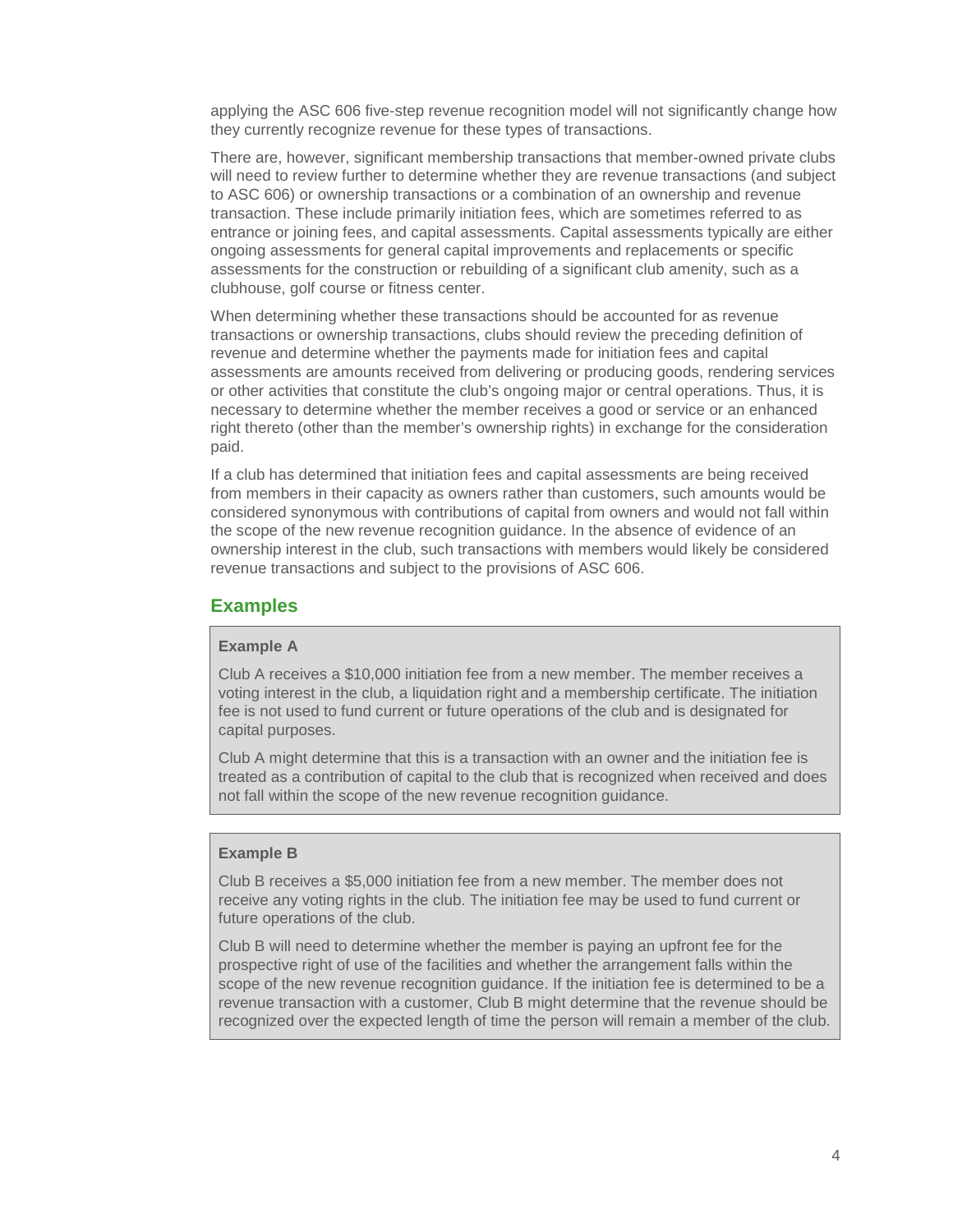applying the ASC 606 five-step revenue recognition model will not significantly change how they currently recognize revenue for these types of transactions.

There are, however, significant membership transactions that member-owned private clubs will need to review further to determine whether they are revenue transactions (and subject to ASC 606) or ownership transactions or a combination of an ownership and revenue transaction. These include primarily initiation fees, which are sometimes referred to as entrance or joining fees, and capital assessments. Capital assessments typically are either ongoing assessments for general capital improvements and replacements or specific assessments for the construction or rebuilding of a significant club amenity, such as a clubhouse, golf course or fitness center.

When determining whether these transactions should be accounted for as revenue transactions or ownership transactions, clubs should review the preceding definition of revenue and determine whether the payments made for initiation fees and capital assessments are amounts received from delivering or producing goods, rendering services or other activities that constitute the club's ongoing major or central operations. Thus, it is necessary to determine whether the member receives a good or service or an enhanced right thereto (other than the member's ownership rights) in exchange for the consideration paid.

If a club has determined that initiation fees and capital assessments are being received from members in their capacity as owners rather than customers, such amounts would be considered synonymous with contributions of capital from owners and would not fall within the scope of the new revenue recognition guidance. In the absence of evidence of an ownership interest in the club, such transactions with members would likely be considered revenue transactions and subject to the provisions of ASC 606.

## Examples

**Example A**

Club A receives a $10,000 initiation fee from a new member. The member receives a voting interest in the club, a liquidation right and a membership certificate. The initiation fee is not used to fund current or future operations of the club and is designated for capital purposes.

Club A might determine that this is a transaction with an owner and the initiation fee is treated as a contribution of capital to the club that is recognized when received and does not fall within the scope of the new revenue recognition guidance.

**Example B**

Club B receives a $5,000 initiation fee from a new member. The member does not receive any voting rights in the club. The initiation fee may be used to fund current or future operations of the club.

Club B will need to determine whether the member is paying an upfront fee for the prospective right of use of the facilities and whether the arrangement falls within the scope of the new revenue recognition guidance. If the initiation fee is determined to be a revenue transaction with a customer, Club B might determine that the revenue should be recognized over the expected length of time the person will remain a member of the club.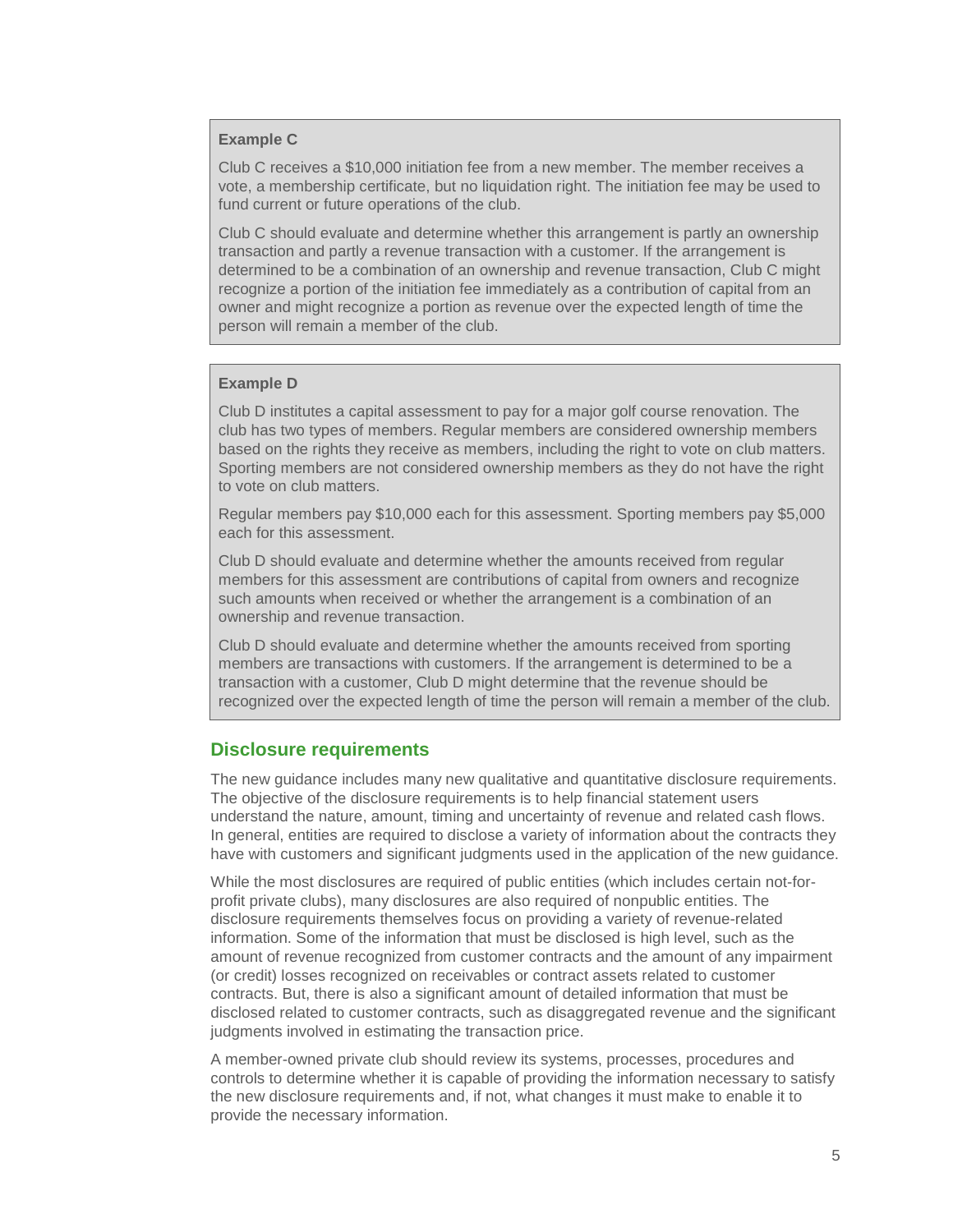**Example C**

Club C receives a $10,000 initiation fee from a new member. The member receives a vote, a membership certificate, but no liquidation right. The initiation fee may be used to fund current or future operations of the club.

Club C should evaluate and determine whether this arrangement is partly an ownership transaction and partly a revenue transaction with a customer. If the arrangement is determined to be a combination of an ownership and revenue transaction, Club C might recognize a portion of the initiation fee immediately as a contribution of capital from an owner and might recognize a portion as revenue over the expected length of time the person will remain a member of the club.

**Example D**

Club D institutes a capital assessment to pay for a major golf course renovation. The club has two types of members. Regular members are considered ownership members based on the rights they receive as members, including the right to vote on club matters. Sporting members are not considered ownership members as they do not have the right to vote on club matters.

Regular members pay $10,000 each for this assessment. Sporting members pay $5,000 each for this assessment.

Club D should evaluate and determine whether the amounts received from regular members for this assessment are contributions of capital from owners and recognize such amounts when received or whether the arrangement is a combination of an ownership and revenue transaction.

Club D should evaluate and determine whether the amounts received from sporting members are transactions with customers. If the arrangement is determined to be a transaction with a customer, Club D might determine that the revenue should be recognized over the expected length of time the person will remain a member of the club.

## Disclosure requirements

The new guidance includes many new qualitative and quantitative disclosure requirements. The objective of the disclosure requirements is to help financial statement users understand the nature, amount, timing and uncertainty of revenue and related cash flows. In general, entities are required to disclose a variety of information about the contracts they have with customers and significant judgments used in the application of the new guidance.

While the most disclosures are required of public entities (which includes certain not-for-profit private clubs), many disclosures are also required of nonpublic entities. The disclosure requirements themselves focus on providing a variety of revenue-related information. Some of the information that must be disclosed is high level, such as the amount of revenue recognized from customer contracts and the amount of any impairment (or credit) losses recognized on receivables or contract assets related to customer contracts. But, there is also a significant amount of detailed information that must be disclosed related to customer contracts, such as disaggregated revenue and the significant judgments involved in estimating the transaction price.

A member-owned private club should review its systems, processes, procedures and controls to determine whether it is capable of providing the information necessary to satisfy the new disclosure requirements and, if not, what changes it must make to enable it to provide the necessary information.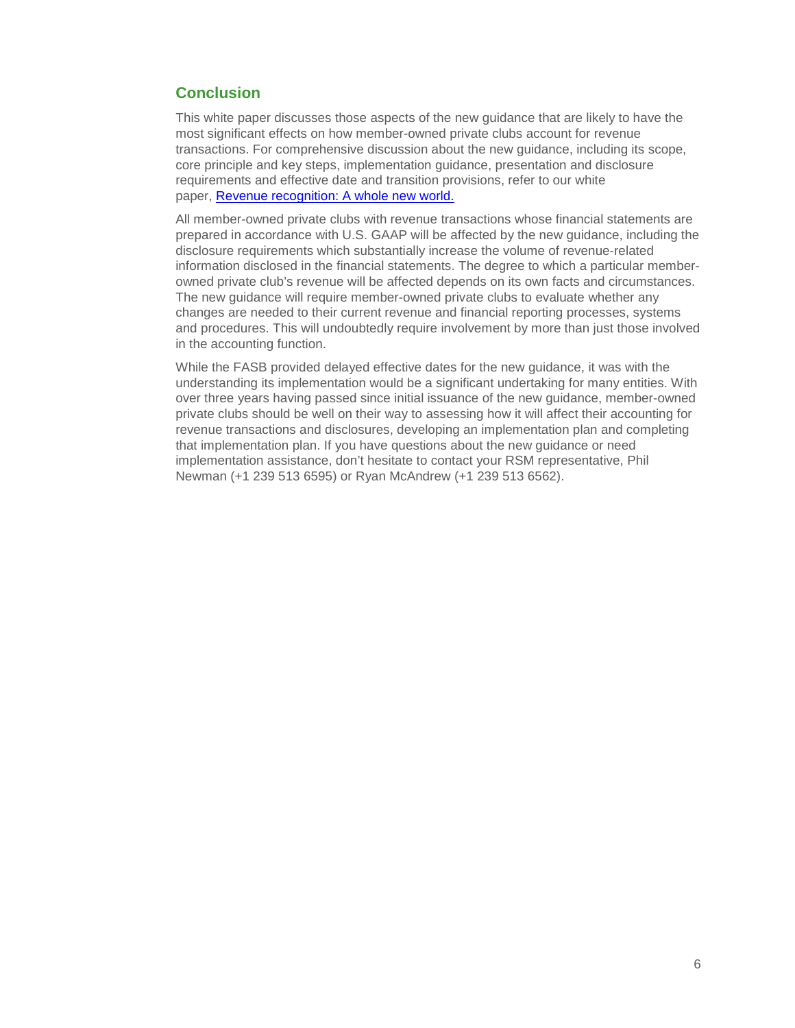## Conclusion

This white paper discusses those aspects of the new guidance that are likely to have the most significant effects on how member-owned private clubs account for revenue transactions. For comprehensive discussion about the new guidance, including its scope, core principle and key steps, implementation guidance, presentation and disclosure requirements and effective date and transition provisions, refer to our white paper, Revenue recognition: A whole new world.

All member-owned private clubs with revenue transactions whose financial statements are prepared in accordance with U.S. GAAP will be affected by the new guidance, including the disclosure requirements which substantially increase the volume of revenue-related information disclosed in the financial statements. The degree to which a particular member-owned private club's revenue will be affected depends on its own facts and circumstances. The new guidance will require member-owned private clubs to evaluate whether any changes are needed to their current revenue and financial reporting processes, systems and procedures. This will undoubtedly require involvement by more than just those involved in the accounting function.

While the FASB provided delayed effective dates for the new guidance, it was with the understanding its implementation would be a significant undertaking for many entities. With over three years having passed since initial issuance of the new guidance, member-owned private clubs should be well on their way to assessing how it will affect their accounting for revenue transactions and disclosures, developing an implementation plan and completing that implementation plan. If you have questions about the new guidance or need implementation assistance, don't hesitate to contact your RSM representative, Phil Newman (+1 239 513 6595) or Ryan McAndrew (+1 239 513 6562).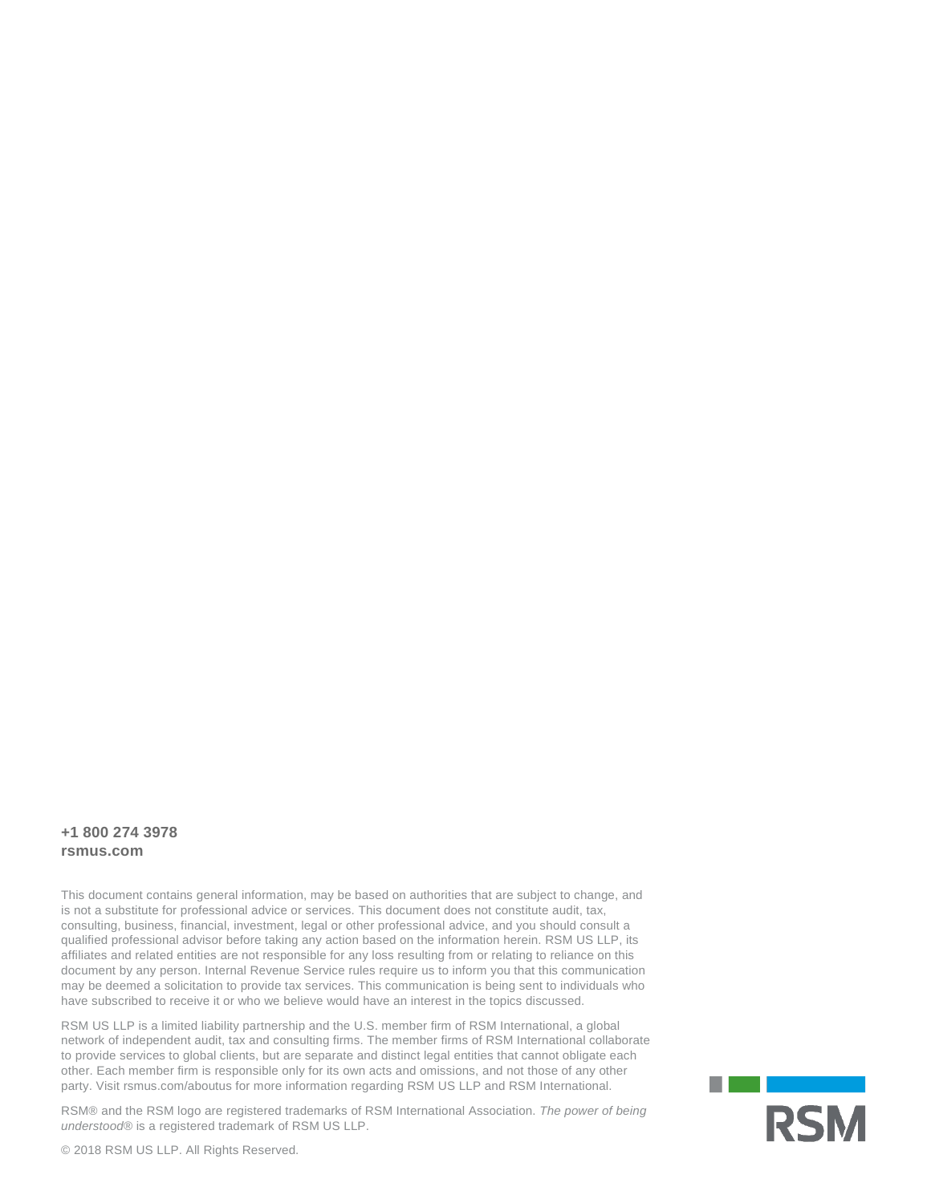**+1 800 274 3978**
**rsmus.com**

This document contains general information, may be based on authorities that are subject to change, and is not a substitute for professional advice or services. This document does not constitute audit, tax, consulting, business, financial, investment, legal or other professional advice, and you should consult a qualified professional advisor before taking any action based on the information herein. RSM US LLP, its affiliates and related entities are not responsible for any loss resulting from or relating to reliance on this document by any person. Internal Revenue Service rules require us to inform you that this communication may be deemed a solicitation to provide tax services. This communication is being sent to individuals who have subscribed to receive it or who we believe would have an interest in the topics discussed.

RSM US LLP is a limited liability partnership and the U.S. member firm of RSM International, a global network of independent audit, tax and consulting firms. The member firms of RSM International collaborate to provide services to global clients, but are separate and distinct legal entities that cannot obligate each other. Each member firm is responsible only for its own acts and omissions, and not those of any other party. Visit rsmus.com/aboutus for more information regarding RSM US LLP and RSM International.

RSM® and the RSM logo are registered trademarks of RSM International Association. *The power of being understood®* is a registered trademark of RSM US LLP.

© 2018 RSM US LLP. All Rights Reserved.

RSM